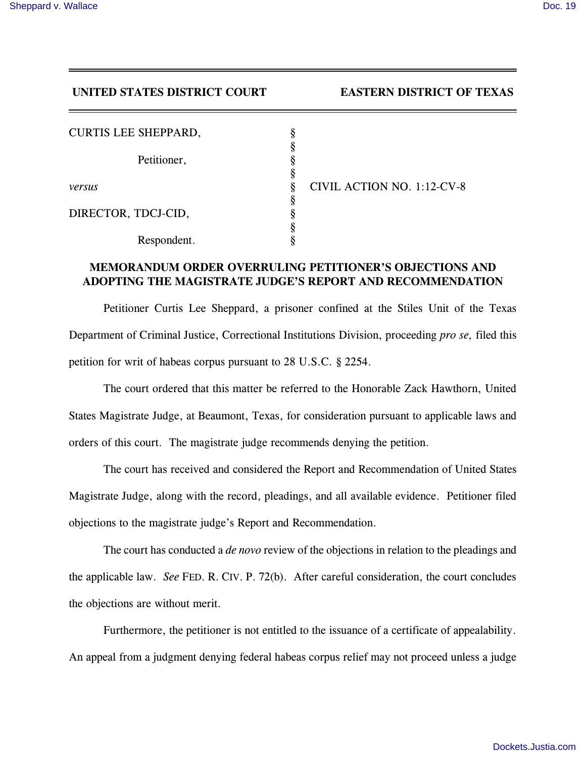**UNITED STATES DISTRICT COURT** **EASTERN DISTRICT OF TEXAS**

CURTIS LEE SHEPPARD, §
§
Petitioner, §
§
*versus* § CIVIL ACTION NO. 1:12-CV-8
§
DIRECTOR, TDCJ-CID, §
§
Respondent. §

**MEMORANDUM ORDER OVERRULING PETITIONER'S OBJECTIONS AND ADOPTING THE MAGISTRATE JUDGE'S REPORT AND RECOMMENDATION**

Petitioner Curtis Lee Sheppard, a prisoner confined at the Stiles Unit of the Texas Department of Criminal Justice, Correctional Institutions Division, proceeding *pro se,* filed this petition for writ of habeas corpus pursuant to 28 U.S.C. § 2254.

The court ordered that this matter be referred to the Honorable Zack Hawthorn, United States Magistrate Judge, at Beaumont, Texas, for consideration pursuant to applicable laws and orders of this court. The magistrate judge recommends denying the petition.

The court has received and considered the Report and Recommendation of United States Magistrate Judge, along with the record, pleadings, and all available evidence. Petitioner filed objections to the magistrate judge's Report and Recommendation.

The court has conducted a *de novo* review of the objections in relation to the pleadings and the applicable law. *See* FED. R. CIV. P. 72(b). After careful consideration, the court concludes the objections are without merit.

Furthermore, the petitioner is not entitled to the issuance of a certificate of appealability. An appeal from a judgment denying federal habeas corpus relief may not proceed unless a judge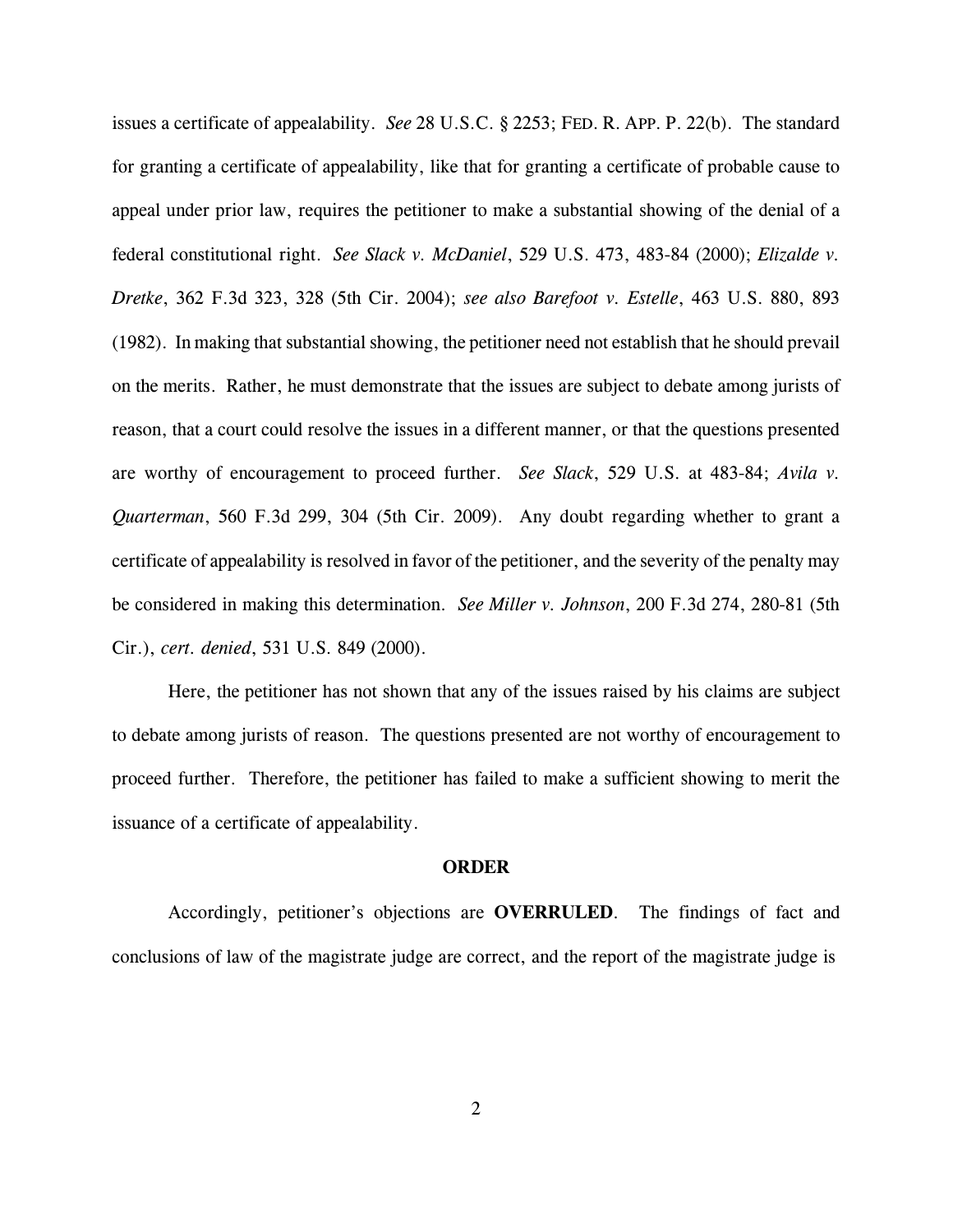issues a certificate of appealability. *See* 28 U.S.C. § 2253; FED. R. APP. P. 22(b). The standard for granting a certificate of appealability, like that for granting a certificate of probable cause to appeal under prior law, requires the petitioner to make a substantial showing of the denial of a federal constitutional right. *See Slack v. McDaniel*, 529 U.S. 473, 483-84 (2000); *Elizalde v. Dretke*, 362 F.3d 323, 328 (5th Cir. 2004); *see also Barefoot v. Estelle*, 463 U.S. 880, 893 (1982). In making that substantial showing, the petitioner need not establish that he should prevail on the merits. Rather, he must demonstrate that the issues are subject to debate among jurists of reason, that a court could resolve the issues in a different manner, or that the questions presented are worthy of encouragement to proceed further. *See Slack*, 529 U.S. at 483-84; *Avila v. Quarterman*, 560 F.3d 299, 304 (5th Cir. 2009). Any doubt regarding whether to grant a certificate of appealability is resolved in favor of the petitioner, and the severity of the penalty may be considered in making this determination. *See Miller v. Johnson*, 200 F.3d 274, 280-81 (5th Cir.), *cert. denied*, 531 U.S. 849 (2000).

Here, the petitioner has not shown that any of the issues raised by his claims are subject to debate among jurists of reason. The questions presented are not worthy of encouragement to proceed further. Therefore, the petitioner has failed to make a sufficient showing to merit the issuance of a certificate of appealability.

**ORDER**

Accordingly, petitioner's objections are **OVERRULED**. The findings of fact and conclusions of law of the magistrate judge are correct, and the report of the magistrate judge is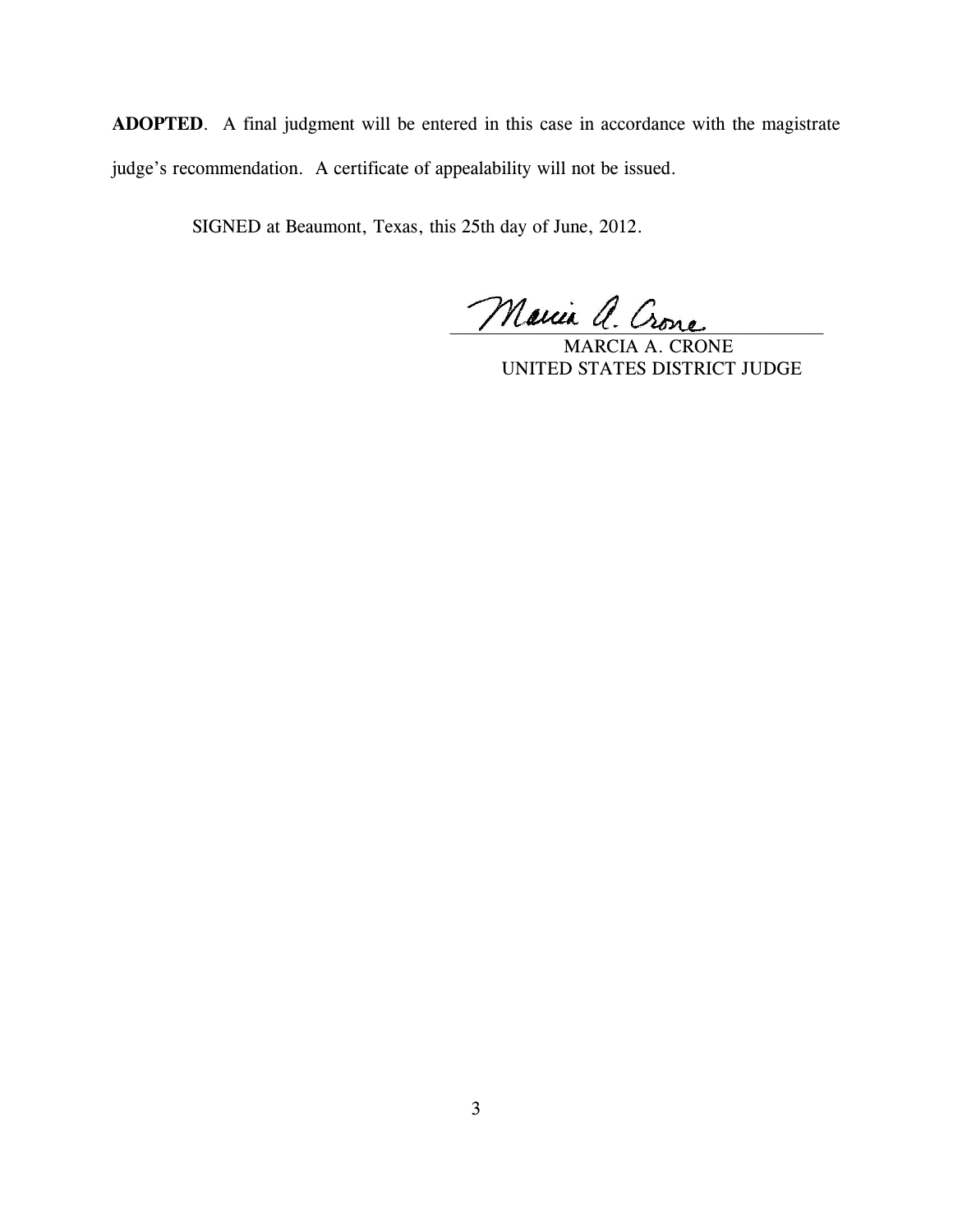**ADOPTED**. A final judgment will be entered in this case in accordance with the magistrate judge's recommendation. A certificate of appealability will not be issued.

SIGNED at Beaumont, Texas, this 25th day of June, 2012.

Marcia A. Crone

MARCIA A. CRONE
UNITED STATES DISTRICT JUDGE